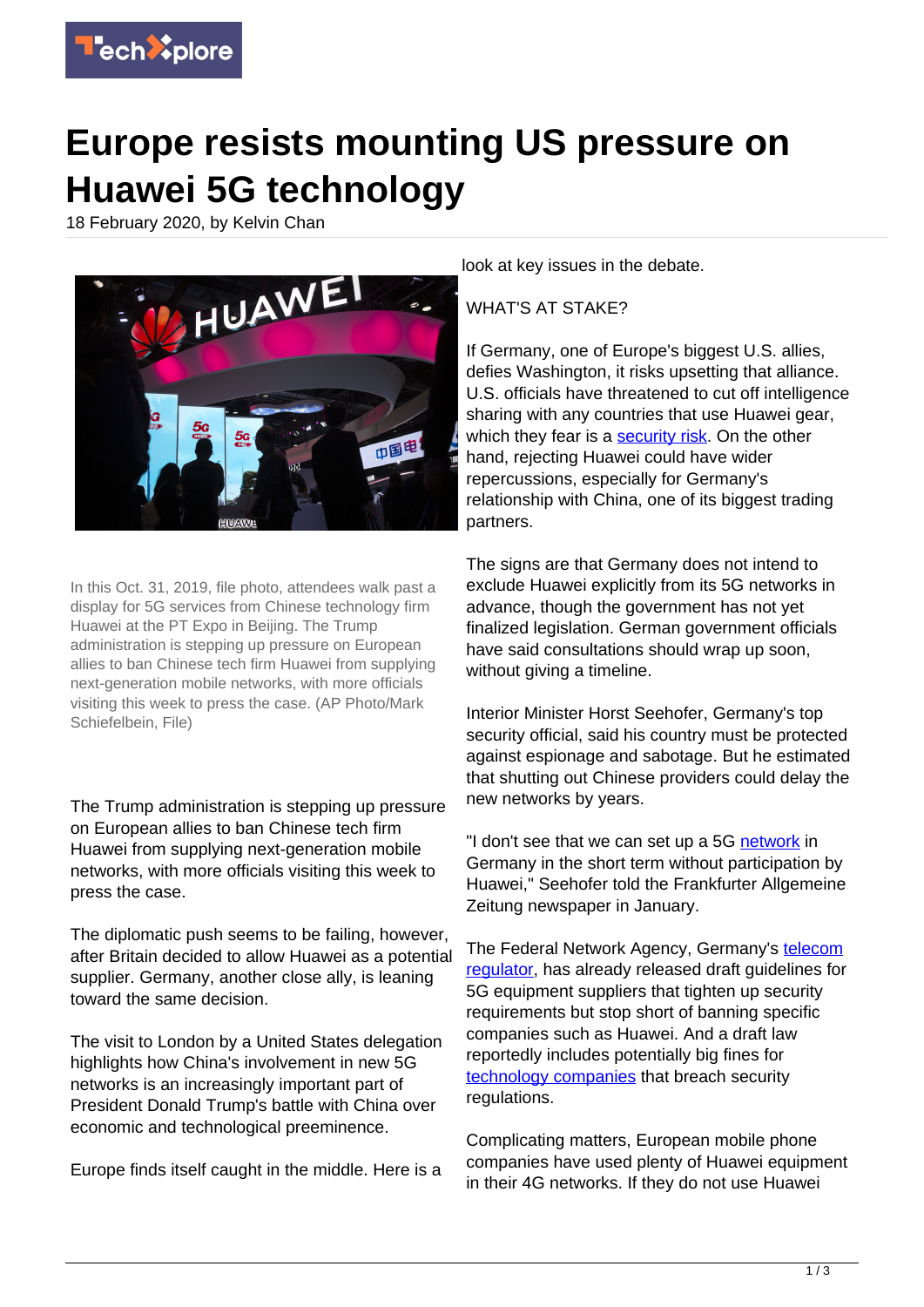# Europe resists mounting US pressure on Huawei 5G technology

18 February 2020, by Kelvin Chan

In this Oct. 31, 2019, file photo, attendees walk past a display for 5G services from Chinese technology firm Huawei at the PT Expo in Beijing. The Trump administration is stepping up pressure on European allies to ban Chinese tech firm Huawei from supplying next-generation mobile networks, with more officials visiting this week to press the case. (AP Photo/Mark Schiefelbein, File)

The Trump administration is stepping up pressure on European allies to ban Chinese tech firm Huawei from supplying next-generation mobile networks, with more officials visiting this week to press the case.

The diplomatic push seems to be failing, however, after Britain decided to allow Huawei as a potential supplier. Germany, another close ally, is leaning toward the same decision.

The visit to London by a United States delegation highlights how China's involvement in new 5G networks is an increasingly important part of President Donald Trump's battle with China over economic and technological preeminence.

Europe finds itself caught in the middle. Here is a look at key issues in the debate.

WHAT'S AT STAKE?

If Germany, one of Europe's biggest U.S. allies, defies Washington, it risks upsetting that alliance. U.S. officials have threatened to cut off intelligence sharing with any countries that use Huawei gear, which they fear is a security risk. On the other hand, rejecting Huawei could have wider repercussions, especially for Germany's relationship with China, one of its biggest trading partners.

The signs are that Germany does not intend to exclude Huawei explicitly from its 5G networks in advance, though the government has not yet finalized legislation. German government officials have said consultations should wrap up soon, without giving a timeline.

Interior Minister Horst Seehofer, Germany's top security official, said his country must be protected against espionage and sabotage. But he estimated that shutting out Chinese providers could delay the new networks by years.

"I don't see that we can set up a 5G network in Germany in the short term without participation by Huawei," Seehofer told the Frankfurter Allgemeine Zeitung newspaper in January.

The Federal Network Agency, Germany's telecom regulator, has already released draft guidelines for 5G equipment suppliers that tighten up security requirements but stop short of banning specific companies such as Huawei. And a draft law reportedly includes potentially big fines for technology companies that breach security regulations.

Complicating matters, European mobile phone companies have used plenty of Huawei equipment in their 4G networks. If they do not use Huawei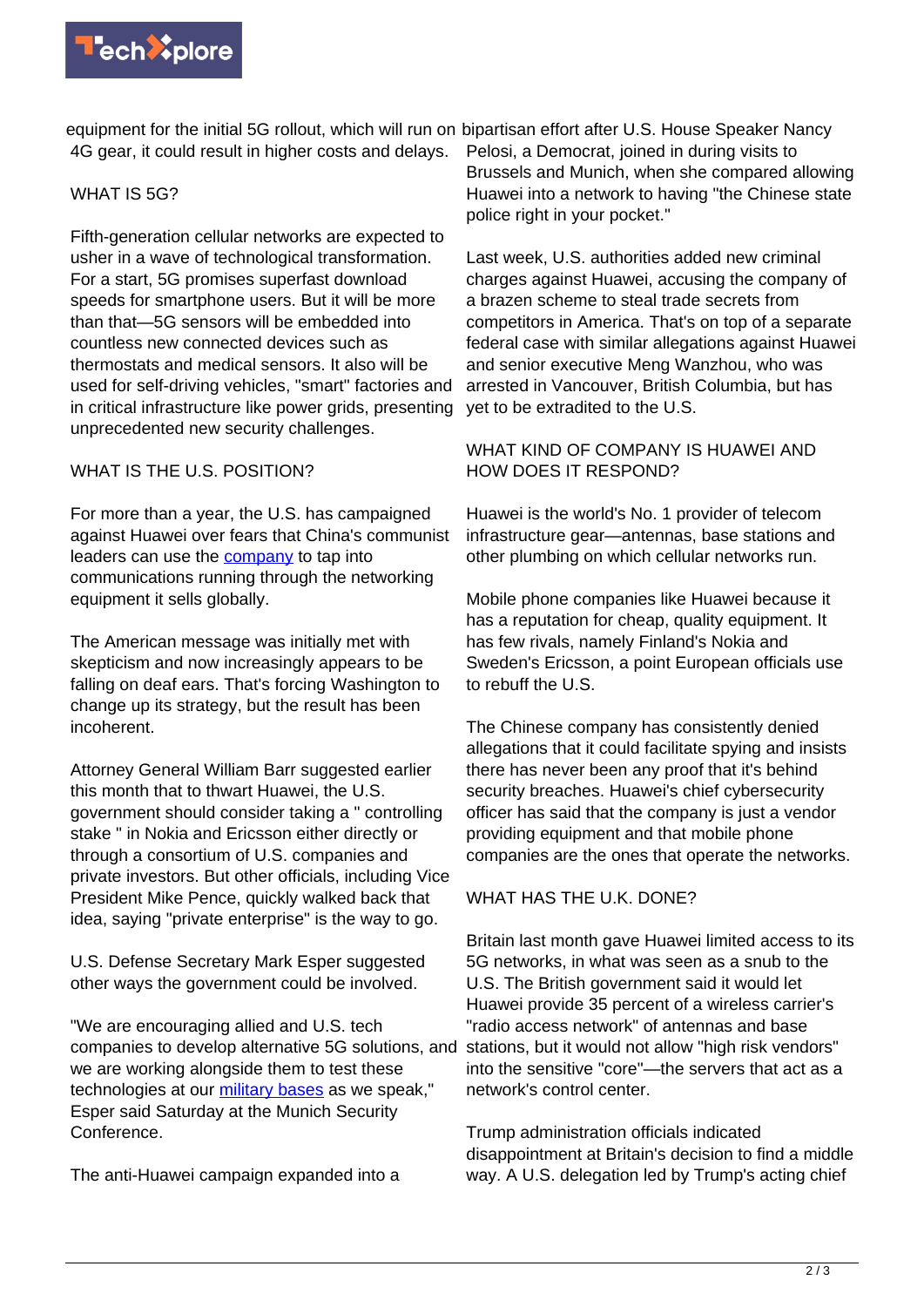equipment for the initial 5G rollout, which will run on 4G gear, it could result in higher costs and delays.

WHAT IS 5G?

Fifth-generation cellular networks are expected to usher in a wave of technological transformation. For a start, 5G promises superfast download speeds for smartphone users. But it will be more than that—5G sensors will be embedded into countless new connected devices such as thermostats and medical sensors. It also will be used for self-driving vehicles, "smart" factories and in critical infrastructure like power grids, presenting unprecedented new security challenges.

WHAT IS THE U.S. POSITION?

For more than a year, the U.S. has campaigned against Huawei over fears that China's communist leaders can use the company to tap into communications running through the networking equipment it sells globally.

The American message was initially met with skepticism and now increasingly appears to be falling on deaf ears. That's forcing Washington to change up its strategy, but the result has been incoherent.

Attorney General William Barr suggested earlier this month that to thwart Huawei, the U.S. government should consider taking a " controlling stake " in Nokia and Ericsson either directly or through a consortium of U.S. companies and private investors. But other officials, including Vice President Mike Pence, quickly walked back that idea, saying "private enterprise" is the way to go.

U.S. Defense Secretary Mark Esper suggested other ways the government could be involved.

"We are encouraging allied and U.S. tech companies to develop alternative 5G solutions, and we are working alongside them to test these technologies at our military bases as we speak," Esper said Saturday at the Munich Security Conference.

The anti-Huawei campaign expanded into a bipartisan effort after U.S. House Speaker Nancy Pelosi, a Democrat, joined in during visits to Brussels and Munich, when she compared allowing Huawei into a network to having "the Chinese state police right in your pocket."

Last week, U.S. authorities added new criminal charges against Huawei, accusing the company of a brazen scheme to steal trade secrets from competitors in America. That's on top of a separate federal case with similar allegations against Huawei and senior executive Meng Wanzhou, who was arrested in Vancouver, British Columbia, but has yet to be extradited to the U.S.

WHAT KIND OF COMPANY IS HUAWEI AND HOW DOES IT RESPOND?

Huawei is the world's No. 1 provider of telecom infrastructure gear—antennas, base stations and other plumbing on which cellular networks run.

Mobile phone companies like Huawei because it has a reputation for cheap, quality equipment. It has few rivals, namely Finland's Nokia and Sweden's Ericsson, a point European officials use to rebuff the U.S.

The Chinese company has consistently denied allegations that it could facilitate spying and insists there has never been any proof that it's behind security breaches. Huawei's chief cybersecurity officer has said that the company is just a vendor providing equipment and that mobile phone companies are the ones that operate the networks.

WHAT HAS THE U.K. DONE?

Britain last month gave Huawei limited access to its 5G networks, in what was seen as a snub to the U.S. The British government said it would let Huawei provide 35 percent of a wireless carrier's "radio access network" of antennas and base stations, but it would not allow "high risk vendors" into the sensitive "core"—the servers that act as a network's control center.

Trump administration officials indicated disappointment at Britain's decision to find a middle way. A U.S. delegation led by Trump's acting chief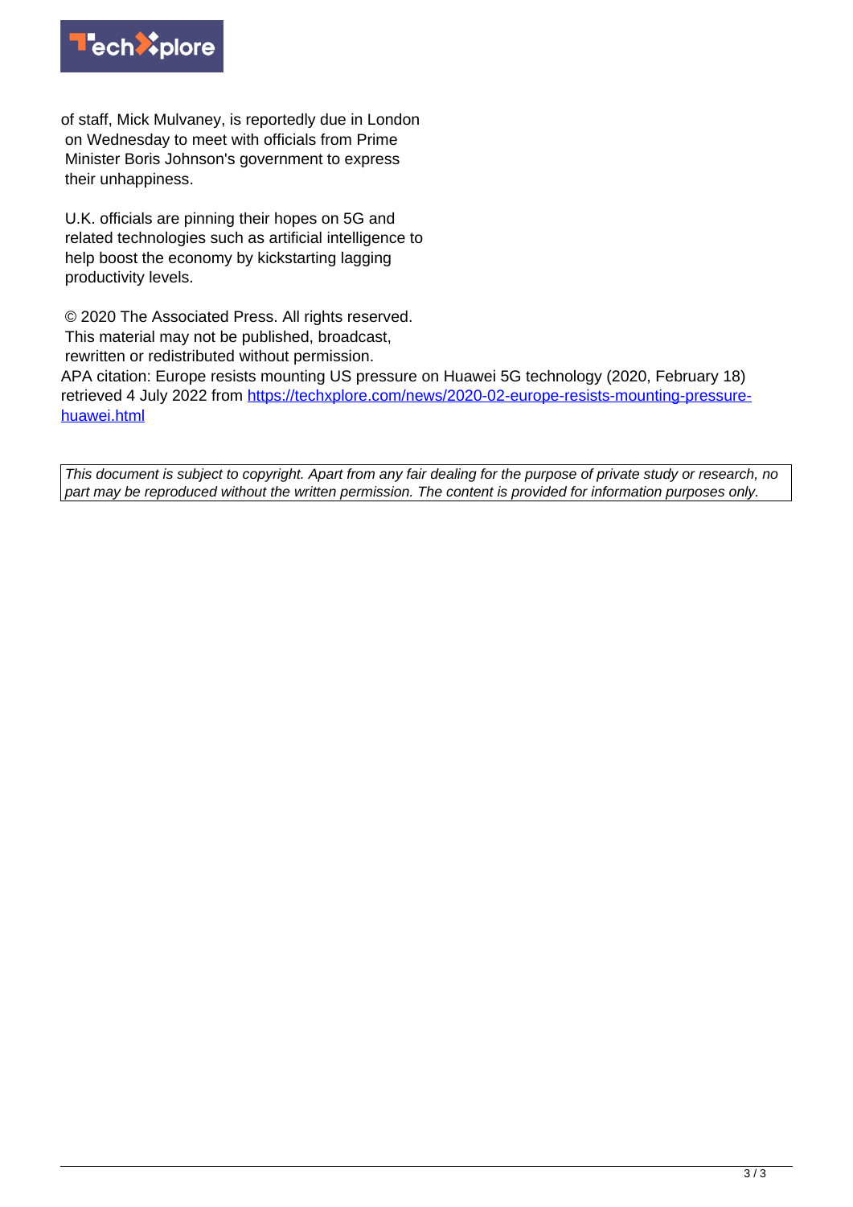of staff, Mick Mulvaney, is reportedly due in London on Wednesday to meet with officials from Prime Minister Boris Johnson's government to express their unhappiness.

U.K. officials are pinning their hopes on 5G and related technologies such as artificial intelligence to help boost the economy by kickstarting lagging productivity levels.

© 2020 The Associated Press. All rights reserved. This material may not be published, broadcast, rewritten or redistributed without permission.

APA citation: Europe resists mounting US pressure on Huawei 5G technology (2020, February 18) retrieved 4 July 2022 from https://techxplore.com/news/2020-02-europe-resists-mounting-pressure-huawei.html

*This document is subject to copyright. Apart from any fair dealing for the purpose of private study or research, no part may be reproduced without the written permission. The content is provided for information purposes only.*